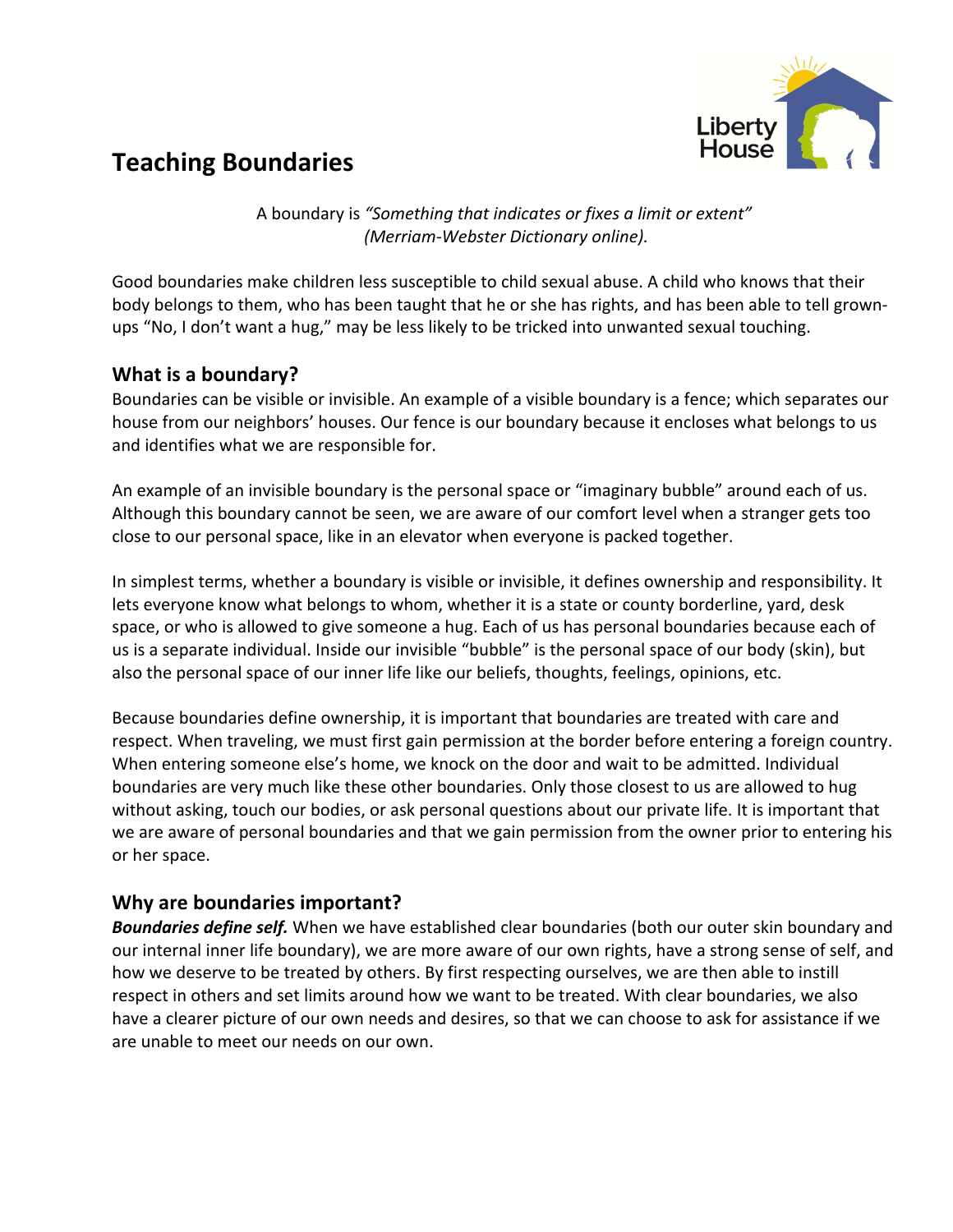# Teaching Boundaries

A boundary is *"Something that indicates or fixes a limit or extent" (Merriam-Webster Dictionary online).*

Good boundaries make children less susceptible to child sexual abuse. A child who knows that their body belongs to them, who has been taught that he or she has rights, and has been able to tell grown-ups "No, I don't want a hug," may be less likely to be tricked into unwanted sexual touching.

## What is a boundary?

Boundaries can be visible or invisible. An example of a visible boundary is a fence; which separates our house from our neighbors' houses. Our fence is our boundary because it encloses what belongs to us and identifies what we are responsible for.

An example of an invisible boundary is the personal space or "imaginary bubble" around each of us. Although this boundary cannot be seen, we are aware of our comfort level when a stranger gets too close to our personal space, like in an elevator when everyone is packed together.

In simplest terms, whether a boundary is visible or invisible, it defines ownership and responsibility. It lets everyone know what belongs to whom, whether it is a state or county borderline, yard, desk space, or who is allowed to give someone a hug. Each of us has personal boundaries because each of us is a separate individual. Inside our invisible "bubble" is the personal space of our body (skin), but also the personal space of our inner life like our beliefs, thoughts, feelings, opinions, etc.

Because boundaries define ownership, it is important that boundaries are treated with care and respect. When traveling, we must first gain permission at the border before entering a foreign country. When entering someone else's home, we knock on the door and wait to be admitted. Individual boundaries are very much like these other boundaries. Only those closest to us are allowed to hug without asking, touch our bodies, or ask personal questions about our private life. It is important that we are aware of personal boundaries and that we gain permission from the owner prior to entering his or her space.

## Why are boundaries important?

***Boundaries define self.*** When we have established clear boundaries (both our outer skin boundary and our internal inner life boundary), we are more aware of our own rights, have a strong sense of self, and how we deserve to be treated by others. By first respecting ourselves, we are then able to instill respect in others and set limits around how we want to be treated. With clear boundaries, we also have a clearer picture of our own needs and desires, so that we can choose to ask for assistance if we are unable to meet our needs on our own.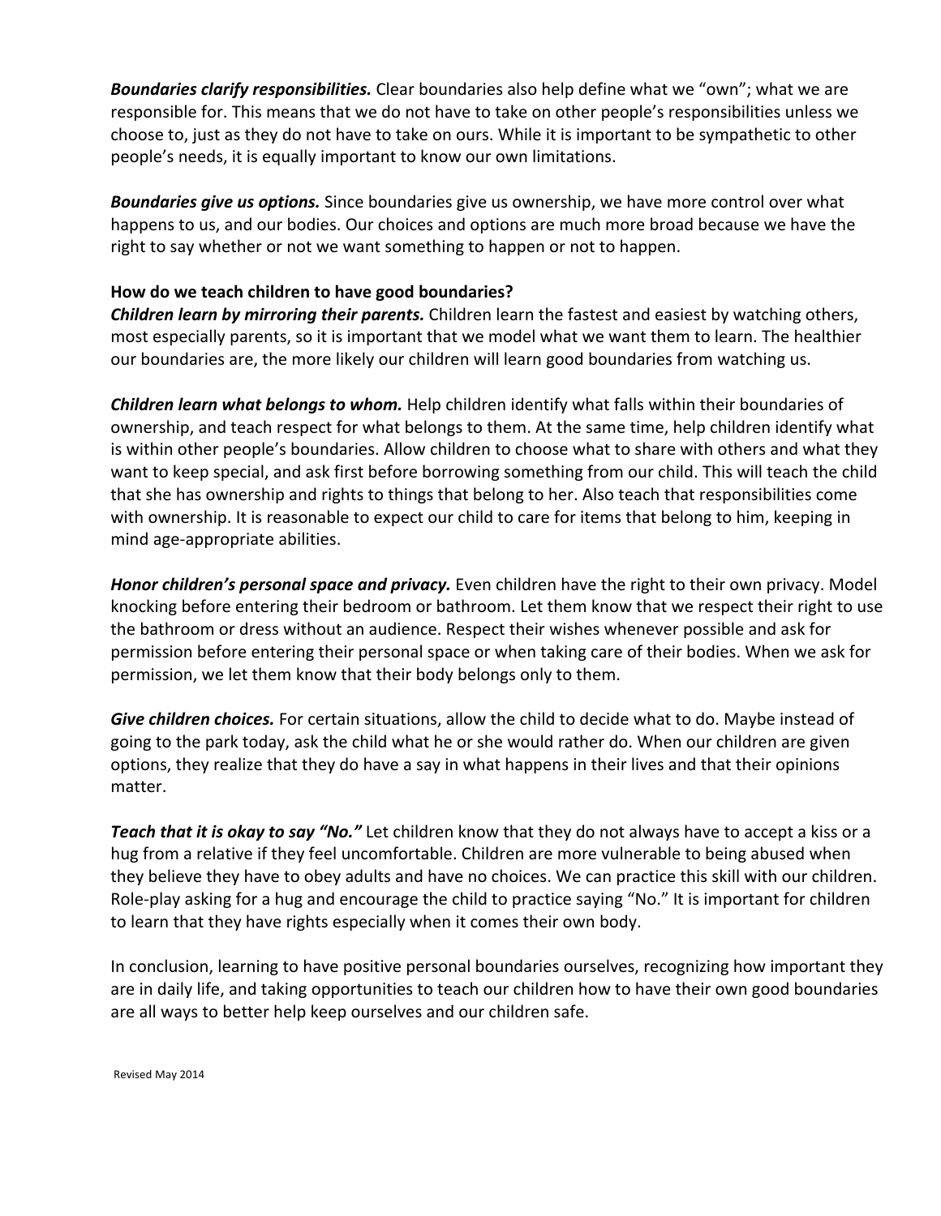***Boundaries clarify responsibilities.*** Clear boundaries also help define what we "own"; what we are responsible for. This means that we do not have to take on other people's responsibilities unless we choose to, just as they do not have to take on ours. While it is important to be sympathetic to other people's needs, it is equally important to know our own limitations.

***Boundaries give us options.*** Since boundaries give us ownership, we have more control over what happens to us, and our bodies. Our choices and options are much more broad because we have the right to say whether or not we want something to happen or not to happen.

**How do we teach children to have good boundaries?**

***Children learn by mirroring their parents.*** Children learn the fastest and easiest by watching others, most especially parents, so it is important that we model what we want them to learn. The healthier our boundaries are, the more likely our children will learn good boundaries from watching us.

***Children learn what belongs to whom.*** Help children identify what falls within their boundaries of ownership, and teach respect for what belongs to them. At the same time, help children identify what is within other people's boundaries. Allow children to choose what to share with others and what they want to keep special, and ask first before borrowing something from our child. This will teach the child that she has ownership and rights to things that belong to her. Also teach that responsibilities come with ownership. It is reasonable to expect our child to care for items that belong to him, keeping in mind age-appropriate abilities.

***Honor children's personal space and privacy.*** Even children have the right to their own privacy. Model knocking before entering their bedroom or bathroom. Let them know that we respect their right to use the bathroom or dress without an audience. Respect their wishes whenever possible and ask for permission before entering their personal space or when taking care of their bodies. When we ask for permission, we let them know that their body belongs only to them.

***Give children choices.*** For certain situations, allow the child to decide what to do. Maybe instead of going to the park today, ask the child what he or she would rather do. When our children are given options, they realize that they do have a say in what happens in their lives and that their opinions matter.

***Teach that it is okay to say "No."*** Let children know that they do not always have to accept a kiss or a hug from a relative if they feel uncomfortable. Children are more vulnerable to being abused when they believe they have to obey adults and have no choices. We can practice this skill with our children. Role-play asking for a hug and encourage the child to practice saying "No." It is important for children to learn that they have rights especially when it comes their own body.

In conclusion, learning to have positive personal boundaries ourselves, recognizing how important they are in daily life, and taking opportunities to teach our children how to have their own good boundaries are all ways to better help keep ourselves and our children safe.

Revised May 2014